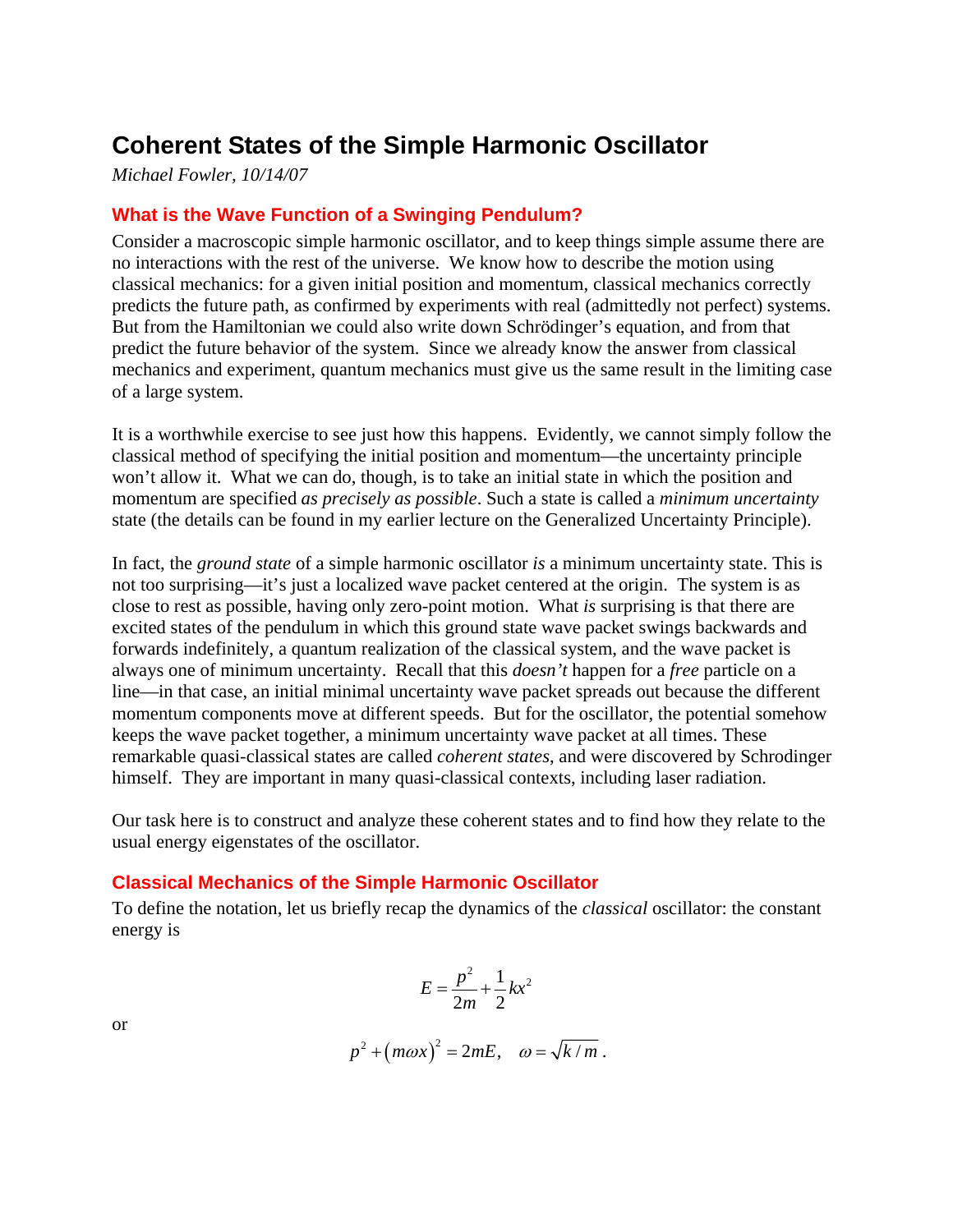# Coherent States of the Simple Harmonic Oscillator

*Michael Fowler, 10/14/07*

## What is the Wave Function of a Swinging Pendulum?

Consider a macroscopic simple harmonic oscillator, and to keep things simple assume there are no interactions with the rest of the universe. We know how to describe the motion using classical mechanics: for a given initial position and momentum, classical mechanics correctly predicts the future path, as confirmed by experiments with real (admittedly not perfect) systems. But from the Hamiltonian we could also write down Schrödinger's equation, and from that predict the future behavior of the system. Since we already know the answer from classical mechanics and experiment, quantum mechanics must give us the same result in the limiting case of a large system.

It is a worthwhile exercise to see just how this happens. Evidently, we cannot simply follow the classical method of specifying the initial position and momentum—the uncertainty principle won't allow it. What we can do, though, is to take an initial state in which the position and momentum are specified *as precisely as possible*. Such a state is called a *minimum uncertainty* state (the details can be found in my earlier lecture on the Generalized Uncertainty Principle).

In fact, the *ground state* of a simple harmonic oscillator *is* a minimum uncertainty state. This is not too surprising—it's just a localized wave packet centered at the origin. The system is as close to rest as possible, having only zero-point motion. What *is* surprising is that there are excited states of the pendulum in which this ground state wave packet swings backwards and forwards indefinitely, a quantum realization of the classical system, and the wave packet is always one of minimum uncertainty. Recall that this *doesn't* happen for a *free* particle on a line—in that case, an initial minimal uncertainty wave packet spreads out because the different momentum components move at different speeds. But for the oscillator, the potential somehow keeps the wave packet together, a minimum uncertainty wave packet at all times. These remarkable quasi-classical states are called *coherent states*, and were discovered by Schrodinger himself. They are important in many quasi-classical contexts, including laser radiation.

Our task here is to construct and analyze these coherent states and to find how they relate to the usual energy eigenstates of the oscillator.

## Classical Mechanics of the Simple Harmonic Oscillator

To define the notation, let us briefly recap the dynamics of the *classical* oscillator: the constant energy is

$$E = \frac{p^2}{2m} + \frac{1}{2}kx^2$$

or

$$p^2 + (m\omega x)^2 = 2mE, \quad \omega = \sqrt{k/m}\,.$$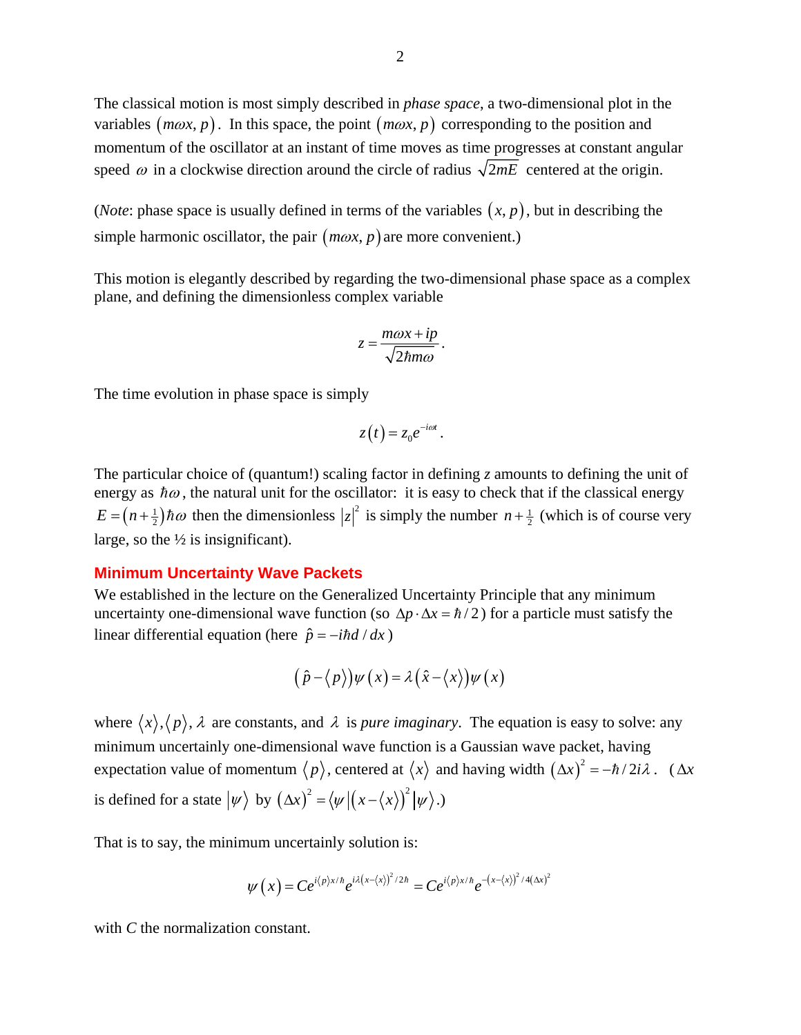The classical motion is most simply described in *phase space*, a two-dimensional plot in the variables $(m\omega x, p)$. In this space, the point $(m\omega x, p)$ corresponding to the position and momentum of the oscillator at an instant of time moves as time progresses at constant angular speed $\omega$ in a clockwise direction around the circle of radius $\sqrt{2mE}$ centered at the origin.

(*Note*: phase space is usually defined in terms of the variables $(x, p)$, but in describing the simple harmonic oscillator, the pair $(m\omega x, p)$ are more convenient.)

This motion is elegantly described by regarding the two-dimensional phase space as a complex plane, and defining the dimensionless complex variable

$$z = \frac{m\omega x + ip}{\sqrt{2\hbar m\omega}}.$$

The time evolution in phase space is simply

$$z(t) = z_0 e^{-i\omega t}.$$

The particular choice of (quantum!) scaling factor in defining $z$ amounts to defining the unit of energy as $\hbar\omega$, the natural unit for the oscillator: it is easy to check that if the classical energy $E = \left(n + \tfrac{1}{2}\right)\hbar\omega$ then the dimensionless $|z|^2$ is simply the number $n + \tfrac{1}{2}$ (which is of course very large, so the ½ is insignificant).

### Minimum Uncertainty Wave Packets

We established in the lecture on the Generalized Uncertainty Principle that any minimum uncertainty one-dimensional wave function (so $\Delta p \cdot \Delta x = \hbar/2$) for a particle must satisfy the linear differential equation (here $\hat{p} = -i\hbar d/dx$)

$$\left(\hat{p} - \langle p \rangle\right)\psi(x) = \lambda\left(\hat{x} - \langle x \rangle\right)\psi(x)$$

where $\langle x \rangle, \langle p \rangle, \lambda$ are constants, and $\lambda$ is *pure imaginary*. The equation is easy to solve: any minimum uncertainly one-dimensional wave function is a Gaussian wave packet, having expectation value of momentum $\langle p \rangle$, centered at $\langle x \rangle$ and having width $(\Delta x)^2 = -\hbar/2i\lambda$. ($\Delta x$ is defined for a state $|\psi\rangle$ by $(\Delta x)^2 = \langle \psi | \left(x - \langle x \rangle\right)^2 | \psi \rangle$.)

That is to say, the minimum uncertainly solution is:

$$\psi(x) = Ce^{i\langle p \rangle x/\hbar} e^{i\lambda\left(x - \langle x \rangle\right)^2/2\hbar} = Ce^{i\langle p \rangle x/\hbar} e^{-\left(x - \langle x \rangle\right)^2/4(\Delta x)^2}$$

with $C$ the normalization constant.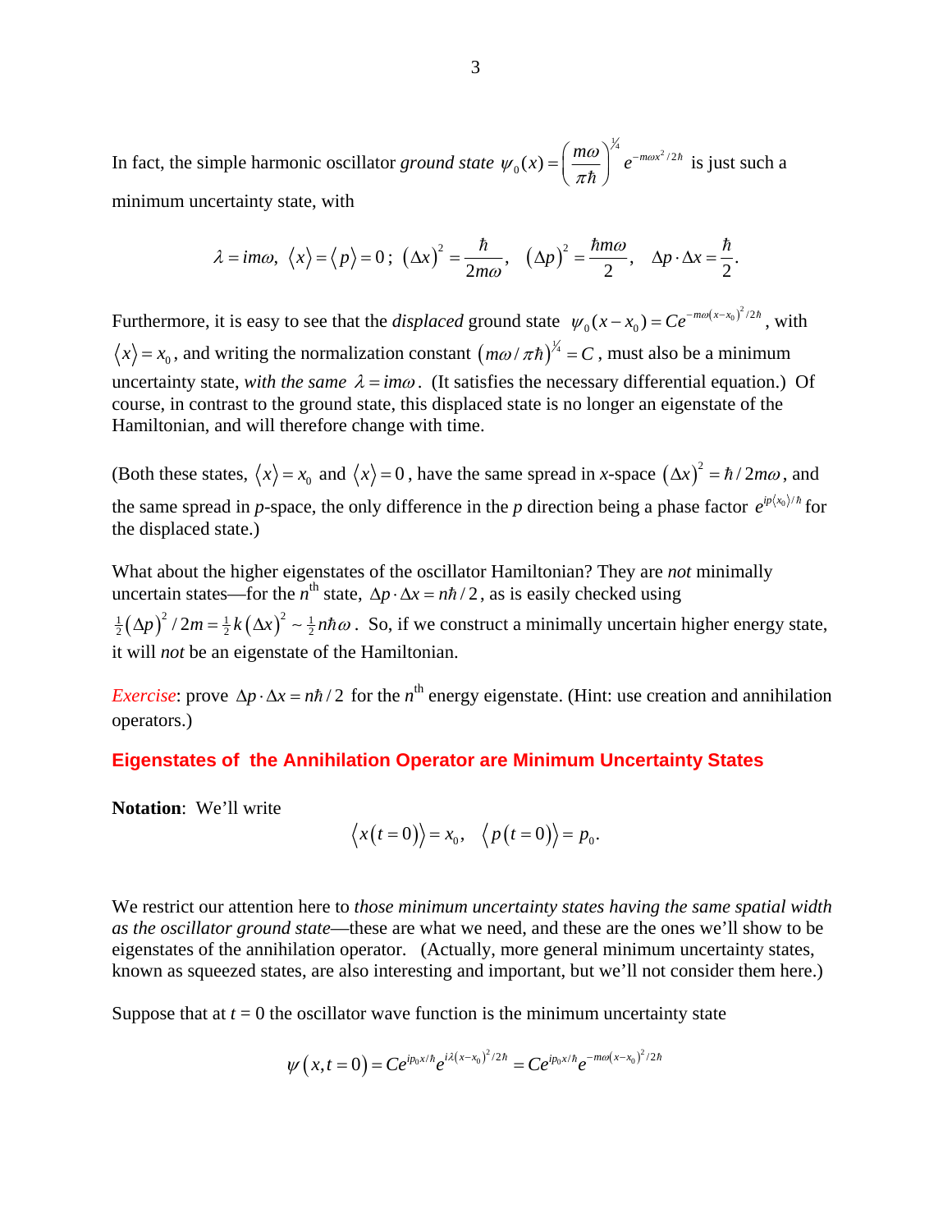In fact, the simple harmonic oscillator *ground state* $\psi_0(x) = \left(\frac{m\omega}{\pi\hbar}\right)^{1/4} e^{-m\omega x^2/2\hbar}$ is just such a minimum uncertainty state, with

$$\lambda = im\omega,\ \langle x \rangle = \langle p \rangle = 0\,;\ (\Delta x)^2 = \frac{\hbar}{2m\omega},\quad (\Delta p)^2 = \frac{\hbar m\omega}{2},\quad \Delta p \cdot \Delta x = \frac{\hbar}{2}.$$

Furthermore, it is easy to see that the *displaced* ground state $\psi_0(x - x_0) = Ce^{-m\omega(x-x_0)^2/2\hbar}$, with $\langle x \rangle = x_0$, and writing the normalization constant $(m\omega/\pi\hbar)^{1/4} = C$, must also be a minimum uncertainty state, *with the same* $\lambda = im\omega$. (It satisfies the necessary differential equation.) Of course, in contrast to the ground state, this displaced state is no longer an eigenstate of the Hamiltonian, and will therefore change with time.

(Both these states, $\langle x \rangle = x_0$ and $\langle x \rangle = 0$, have the same spread in *x*-space $(\Delta x)^2 = \hbar/2m\omega$, and the same spread in *p*-space, the only difference in the *p* direction being a phase factor $e^{ip\langle x_0 \rangle/\hbar}$ for the displaced state.)

What about the higher eigenstates of the oscillator Hamiltonian? They are *not* minimally uncertain states—for the $n^{\text{th}}$ state, $\Delta p \cdot \Delta x = n\hbar/2$, as is easily checked using $\frac{1}{2}(\Delta p)^2/2m = \frac{1}{2}k(\Delta x)^2 \sim \frac{1}{2}n\hbar\omega$. So, if we construct a minimally uncertain higher energy state, it will *not* be an eigenstate of the Hamiltonian.

*Exercise*: prove $\Delta p \cdot \Delta x = n\hbar/2$ for the $n^{\text{th}}$ energy eigenstate. (Hint: use creation and annihilation operators.)

## Eigenstates of the Annihilation Operator are Minimum Uncertainty States

**Notation**: We'll write

$$\langle x(t=0) \rangle = x_0,\quad \langle p(t=0) \rangle = p_0.$$

We restrict our attention here to *those minimum uncertainty states having the same spatial width as the oscillator ground state*—these are what we need, and these are the ones we'll show to be eigenstates of the annihilation operator. (Actually, more general minimum uncertainty states, known as squeezed states, are also interesting and important, but we'll not consider them here.)

Suppose that at $t = 0$ the oscillator wave function is the minimum uncertainty state

$$\psi(x, t=0) = Ce^{ip_0x/\hbar}e^{i\lambda(x-x_0)^2/2\hbar} = Ce^{ip_0x/\hbar}e^{-m\omega(x-x_0)^2/2\hbar}$$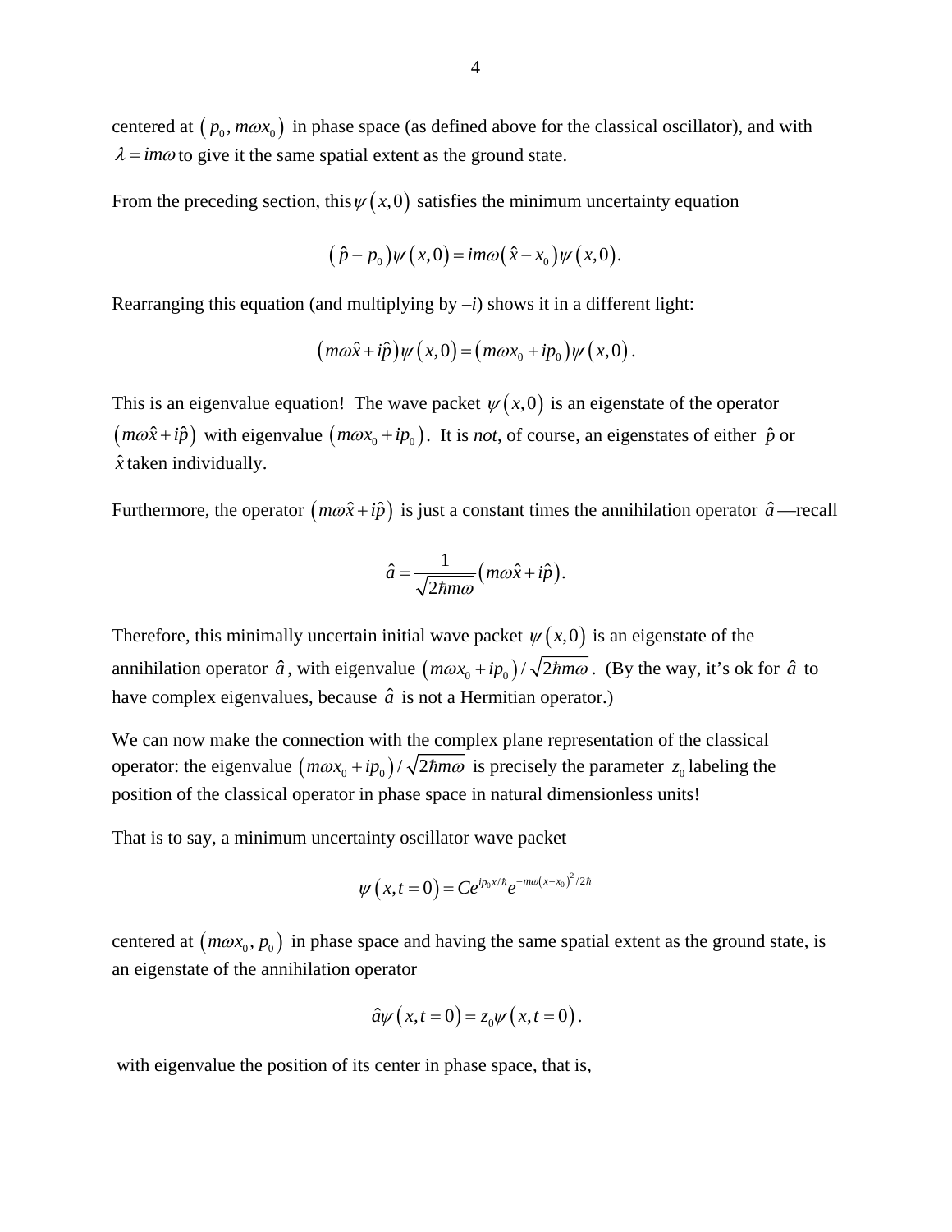centered at $(p_0, m\omega x_0)$ in phase space (as defined above for the classical oscillator), and with $\lambda = im\omega$ to give it the same spatial extent as the ground state.

From the preceding section, this $\psi(x,0)$ satisfies the minimum uncertainty equation

$$(\hat{p} - p_0)\psi(x,0) = im\omega(\hat{x} - x_0)\psi(x,0).$$

Rearranging this equation (and multiplying by $-i$) shows it in a different light:

$$(m\omega\hat{x} + i\hat{p})\psi(x,0) = (m\omega x_0 + ip_0)\psi(x,0).$$

This is an eigenvalue equation! The wave packet $\psi(x,0)$ is an eigenstate of the operator $(m\omega\hat{x} + i\hat{p})$ with eigenvalue $(m\omega x_0 + ip_0)$. It is *not*, of course, an eigenstates of either $\hat{p}$ or $\hat{x}$ taken individually.

Furthermore, the operator $(m\omega\hat{x} + i\hat{p})$ is just a constant times the annihilation operator $\hat{a}$—recall

$$\hat{a} = \frac{1}{\sqrt{2\hbar m\omega}}(m\omega\hat{x} + i\hat{p}).$$

Therefore, this minimally uncertain initial wave packet $\psi(x,0)$ is an eigenstate of the annihilation operator $\hat{a}$, with eigenvalue $(m\omega x_0 + ip_0)/\sqrt{2\hbar m\omega}$. (By the way, it's ok for $\hat{a}$ to have complex eigenvalues, because $\hat{a}$ is not a Hermitian operator.)

We can now make the connection with the complex plane representation of the classical operator: the eigenvalue $(m\omega x_0 + ip_0)/\sqrt{2\hbar m\omega}$ is precisely the parameter $z_0$ labeling the position of the classical operator in phase space in natural dimensionless units!

That is to say, a minimum uncertainty oscillator wave packet

$$\psi(x,t=0) = Ce^{ip_0x/\hbar}e^{-m\omega(x-x_0)^2/2\hbar}$$

centered at $(m\omega x_0, p_0)$ in phase space and having the same spatial extent as the ground state, is an eigenstate of the annihilation operator

$$\hat{a}\psi(x,t=0) = z_0\psi(x,t=0).$$

with eigenvalue the position of its center in phase space, that is,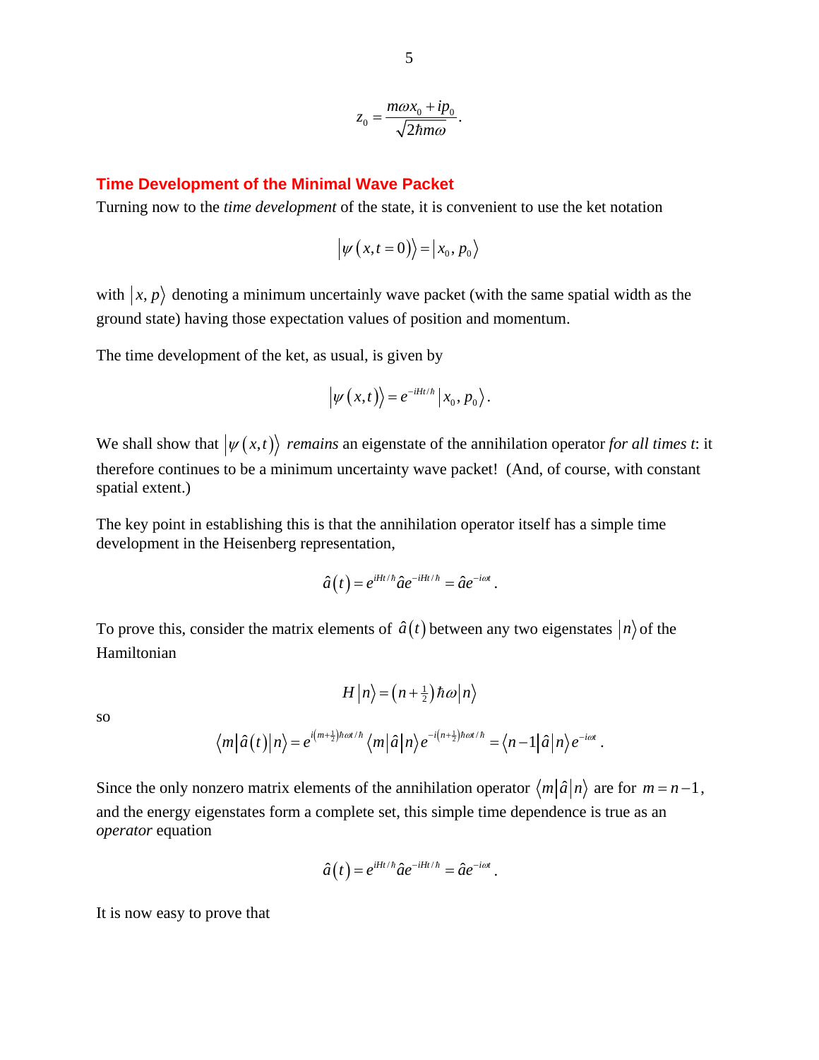$$z_0 = \frac{m\omega x_0 + ip_0}{\sqrt{2\hbar m\omega}}.$$

## Time Development of the Minimal Wave Packet

Turning now to the *time development* of the state, it is convenient to use the ket notation

$$\left|\psi\left(x, t=0\right)\right\rangle = \left|x_0, p_0\right\rangle$$

with $\left|x, p\right\rangle$ denoting a minimum uncertainly wave packet (with the same spatial width as the ground state) having those expectation values of position and momentum.

The time development of the ket, as usual, is given by

$$\left|\psi\left(x,t\right)\right\rangle = e^{-iHt/\hbar}\left|x_0, p_0\right\rangle.$$

We shall show that $\left|\psi\left(x,t\right)\right\rangle$ *remains* an eigenstate of the annihilation operator *for all times t*: it therefore continues to be a minimum uncertainty wave packet! (And, of course, with constant spatial extent.)

The key point in establishing this is that the annihilation operator itself has a simple time development in the Heisenberg representation,

$$\hat{a}\left(t\right) = e^{iHt/\hbar}\hat{a}e^{-iHt/\hbar} = \hat{a}e^{-i\omega t}.$$

To prove this, consider the matrix elements of $\hat{a}\left(t\right)$ between any two eigenstates $\left|n\right\rangle$ of the Hamiltonian

$$H\left|n\right\rangle = \left(n+\tfrac{1}{2}\right)\hbar\omega\left|n\right\rangle$$

so

$$\left\langle m\right|\hat{a}\left(t\right)\left|n\right\rangle = e^{i\left(m+\frac{1}{2}\right)\hbar\omega t/\hbar}\left\langle m\right|\hat{a}\left|n\right\rangle e^{-i\left(n+\frac{1}{2}\right)\hbar\omega t/\hbar} = \left\langle n-1\right|\hat{a}\left|n\right\rangle e^{-i\omega t}.$$

Since the only nonzero matrix elements of the annihilation operator $\left\langle m\right|\hat{a}\left|n\right\rangle$ are for $m = n-1$, and the energy eigenstates form a complete set, this simple time dependence is true as an *operator* equation

$$\hat{a}\left(t\right) = e^{iHt/\hbar}\hat{a}e^{-iHt/\hbar} = \hat{a}e^{-i\omega t}.$$

It is now easy to prove that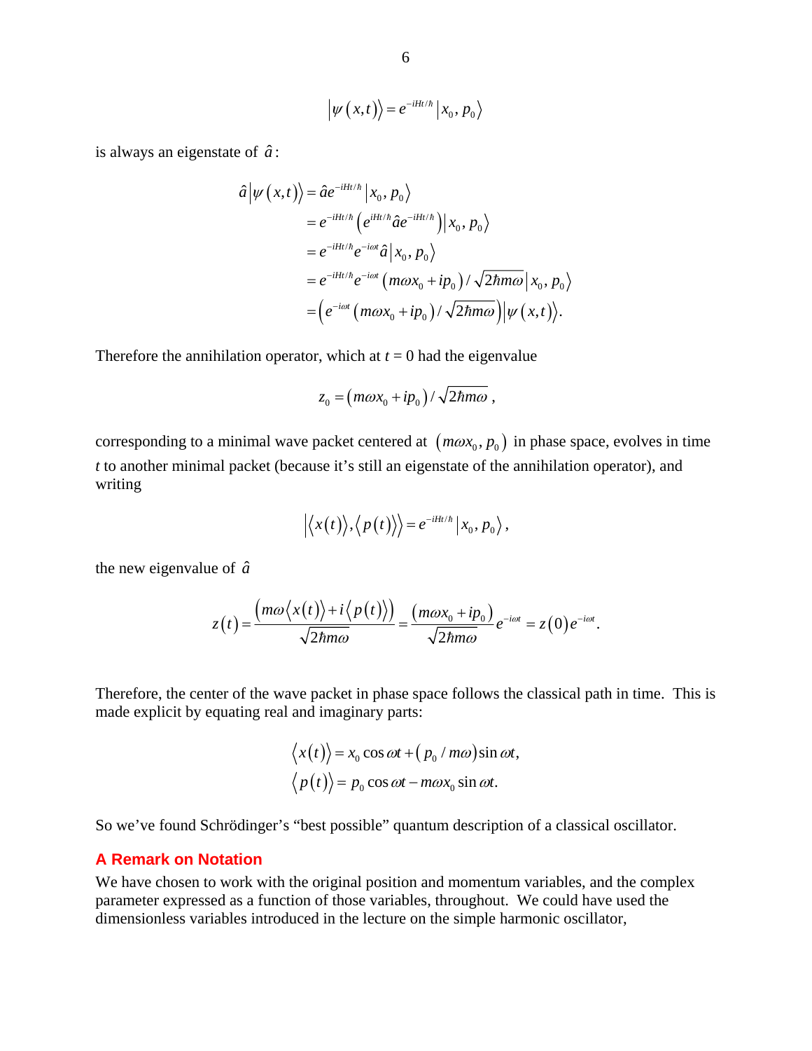$$\left|\psi(x,t)\right\rangle = e^{-iHt/\hbar}\left|x_0, p_0\right\rangle$$

is always an eigenstate of $\hat{a}$:

$$\begin{aligned}
\hat{a}\left|\psi(x,t)\right\rangle &= \hat{a}e^{-iHt/\hbar}\left|x_0, p_0\right\rangle \\
&= e^{-iHt/\hbar}\left(e^{iHt/\hbar}\hat{a}e^{-iHt/\hbar}\right)\left|x_0, p_0\right\rangle \\
&= e^{-iHt/\hbar}e^{-i\omega t}\hat{a}\left|x_0, p_0\right\rangle \\
&= e^{-iHt/\hbar}e^{-i\omega t}\left(m\omega x_0 + ip_0\right)/\sqrt{2\hbar m\omega}\left|x_0, p_0\right\rangle \\
&= \left(e^{-i\omega t}\left(m\omega x_0 + ip_0\right)/\sqrt{2\hbar m\omega}\right)\left|\psi(x,t)\right\rangle.
\end{aligned}$$

Therefore the annihilation operator, which at $t = 0$ had the eigenvalue

$$z_0 = \left(m\omega x_0 + ip_0\right)/\sqrt{2\hbar m\omega}\,,$$

corresponding to a minimal wave packet centered at $\left(m\omega x_0, p_0\right)$ in phase space, evolves in time $t$ to another minimal packet (because it's still an eigenstate of the annihilation operator), and writing

$$\left|\left\langle x(t)\right\rangle, \left\langle p(t)\right\rangle\right\rangle = e^{-iHt/\hbar}\left|x_0, p_0\right\rangle,$$

the new eigenvalue of $\hat{a}$

$$z(t) = \frac{\left(m\omega\left\langle x(t)\right\rangle + i\left\langle p(t)\right\rangle\right)}{\sqrt{2\hbar m\omega}} = \frac{\left(m\omega x_0 + ip_0\right)}{\sqrt{2\hbar m\omega}}e^{-i\omega t} = z(0)e^{-i\omega t}.$$

Therefore, the center of the wave packet in phase space follows the classical path in time. This is made explicit by equating real and imaginary parts:

$$\begin{aligned}
\left\langle x(t)\right\rangle &= x_0\cos\omega t + \left(p_0/m\omega\right)\sin\omega t, \\
\left\langle p(t)\right\rangle &= p_0\cos\omega t - m\omega x_0\sin\omega t.
\end{aligned}$$

So we've found Schrödinger's "best possible" quantum description of a classical oscillator.

## A Remark on Notation

We have chosen to work with the original position and momentum variables, and the complex parameter expressed as a function of those variables, throughout. We could have used the dimensionless variables introduced in the lecture on the simple harmonic oscillator,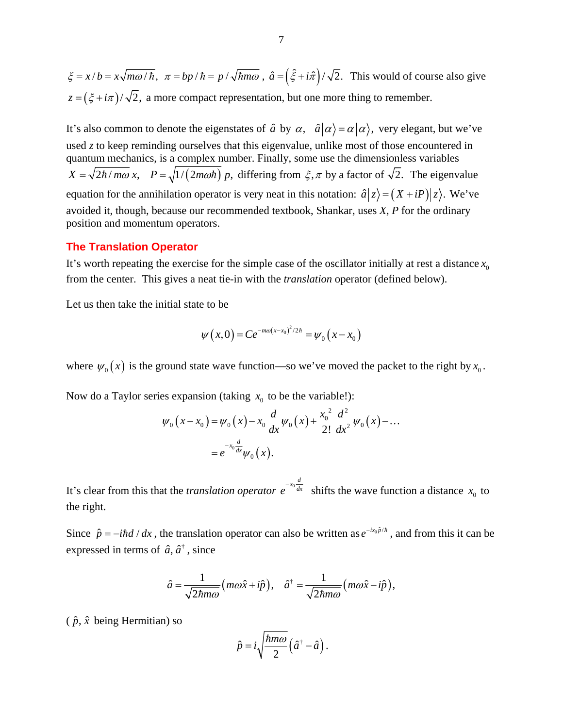$\xi = x/b = x\sqrt{m\omega/\hbar},\ \ \pi = bp/\hbar = p/\sqrt{\hbar m\omega}\ ,\ \hat{a} = \left(\hat{\xi} + i\hat{\pi}\right)/\sqrt{2}.$ This would of course also give $z = \left(\xi + i\pi\right)/\sqrt{2},$ a more compact representation, but one more thing to remember.

It's also common to denote the eigenstates of $\hat{a}$ by $\alpha$, $\ \hat{a}\left|\alpha\right\rangle = \alpha\left|\alpha\right\rangle,$ very elegant, but we've used *z* to keep reminding ourselves that this eigenvalue, unlike most of those encountered in quantum mechanics, is a complex number. Finally, some use the dimensionless variables $X = \sqrt{2\hbar/m\omega}\,x,\quad P = \sqrt{1/\left(2m\omega\hbar\right)}\,p,$ differing from $\xi, \pi$ by a factor of $\sqrt{2}.$ The eigenvalue equation for the annihilation operator is very neat in this notation: $\hat{a}\left|z\right\rangle = \left(X + iP\right)\left|z\right\rangle.$ We've avoided it, though, because our recommended textbook, Shankar, uses *X*, *P* for the ordinary position and momentum operators.

## The Translation Operator

It's worth repeating the exercise for the simple case of the oscillator initially at rest a distance $x_0$ from the center. This gives a neat tie-in with the *translation* operator (defined below).

Let us then take the initial state to be

$$\psi\left(x,0\right) = Ce^{-m\omega\left(x-x_0\right)^2/2\hbar} = \psi_0\left(x - x_0\right)$$

where $\psi_0\left(x\right)$ is the ground state wave function—so we've moved the packet to the right by $x_0$.

Now do a Taylor series expansion (taking $x_0$ to be the variable!):

$$\begin{aligned}\psi_0\left(x - x_0\right) &= \psi_0\left(x\right) - x_0\frac{d}{dx}\psi_0\left(x\right) + \frac{x_0^{\,2}}{2!}\frac{d^2}{dx^2}\psi_0\left(x\right) - \dots \\ &= e^{-x_0\frac{d}{dx}}\psi_0\left(x\right).\end{aligned}$$

It's clear from this that the *translation operator* $e^{-x_0\frac{d}{dx}}$ shifts the wave function a distance $x_0$ to the right.

Since $\hat{p} = -i\hbar d/dx$, the translation operator can also be written as $e^{-ix_0\hat{p}/\hbar}$, and from this it can be expressed in terms of $\hat{a}, \hat{a}^\dagger$, since

$$\hat{a} = \frac{1}{\sqrt{2\hbar m\omega}}\left(m\omega\hat{x} + i\hat{p}\right),\quad \hat{a}^\dagger = \frac{1}{\sqrt{2\hbar m\omega}}\left(m\omega\hat{x} - i\hat{p}\right),$$

($\hat{p}, \hat{x}$ being Hermitian) so

$$\hat{p} = i\sqrt{\frac{\hbar m\omega}{2}}\left(\hat{a}^\dagger - \hat{a}\right).$$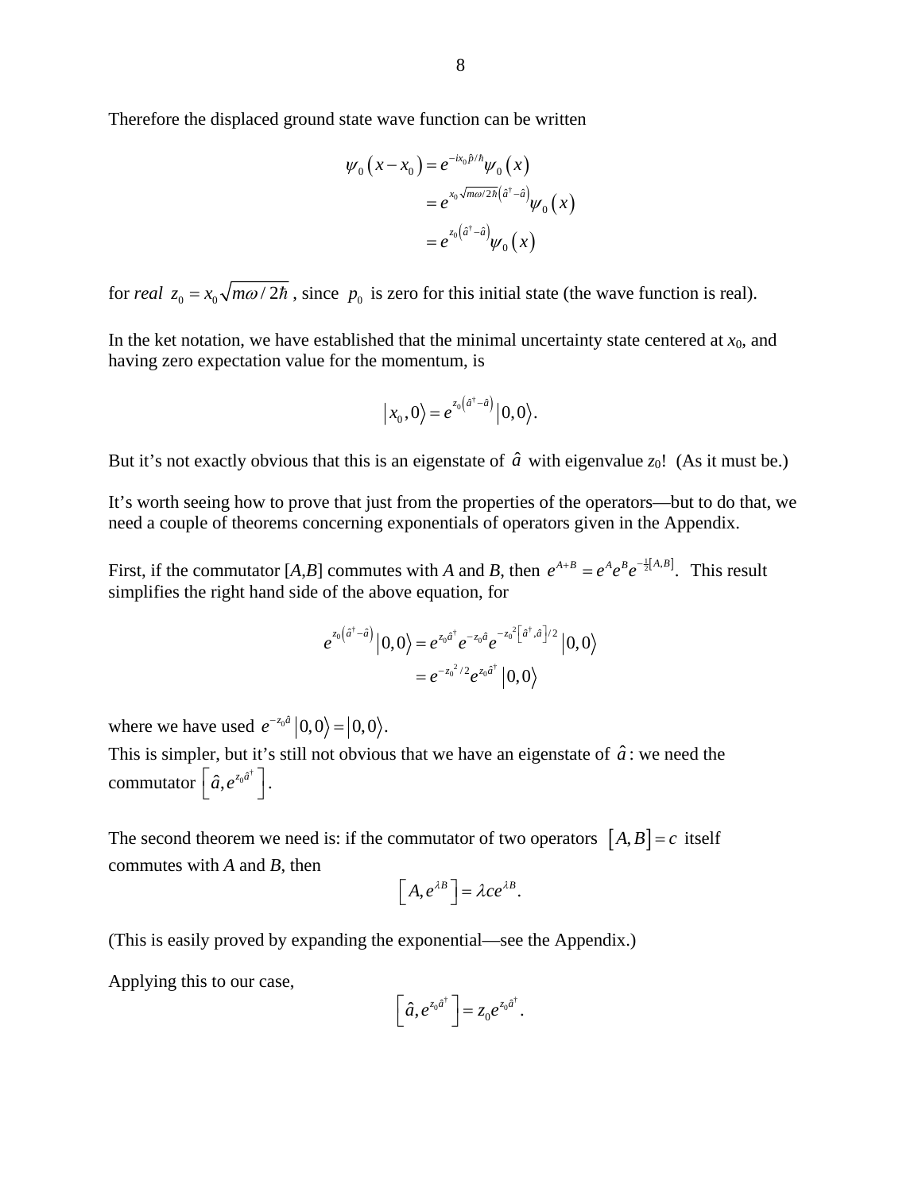Therefore the displaced ground state wave function can be written

$$
\begin{aligned}
\psi_0(x - x_0) &= e^{-ix_0\hat{p}/\hbar}\psi_0(x) \\
&= e^{x_0\sqrt{m\omega/2\hbar}\left(\hat{a}^\dagger - \hat{a}\right)}\psi_0(x) \\
&= e^{z_0\left(\hat{a}^\dagger - \hat{a}\right)}\psi_0(x)
\end{aligned}
$$

for *real* $z_0 = x_0\sqrt{m\omega/2\hbar}$ , since $p_0$ is zero for this initial state (the wave function is real).

In the ket notation, we have established that the minimal uncertainty state centered at $x_0$, and having zero expectation value for the momentum, is

$$
|x_0, 0\rangle = e^{z_0\left(\hat{a}^\dagger - \hat{a}\right)}|0, 0\rangle.
$$

But it's not exactly obvious that this is an eigenstate of $\hat{a}$ with eigenvalue $z_0$! (As it must be.)

It's worth seeing how to prove that just from the properties of the operators—but to do that, we need a couple of theorems concerning exponentials of operators given in the Appendix.

First, if the commutator $[A,B]$ commutes with $A$ and $B$, then $e^{A+B} = e^A e^B e^{-\frac{1}{2}[A,B]}$. This result simplifies the right hand side of the above equation, for

$$
\begin{aligned}
e^{z_0\left(\hat{a}^\dagger - \hat{a}\right)}|0, 0\rangle &= e^{z_0\hat{a}^\dagger}e^{-z_0\hat{a}}e^{-z_0{}^2\left[\hat{a}^\dagger, \hat{a}\right]/2}|0, 0\rangle \\
&= e^{-z_0{}^2/2}e^{z_0\hat{a}^\dagger}|0, 0\rangle
\end{aligned}
$$

where we have used $e^{-z_0\hat{a}}|0, 0\rangle = |0, 0\rangle$.

This is simpler, but it's still not obvious that we have an eigenstate of $\hat{a}$: we need the commutator $\left[\hat{a}, e^{z_0\hat{a}^\dagger}\right]$.

The second theorem we need is: if the commutator of two operators $[A, B] = c$ itself commutes with $A$ and $B$, then

$$
\left[A, e^{\lambda B}\right] = \lambda c e^{\lambda B}.
$$

(This is easily proved by expanding the exponential—see the Appendix.)

Applying this to our case,

$$
\left[\hat{a}, e^{z_0\hat{a}^\dagger}\right] = z_0 e^{z_0\hat{a}^\dagger}.
$$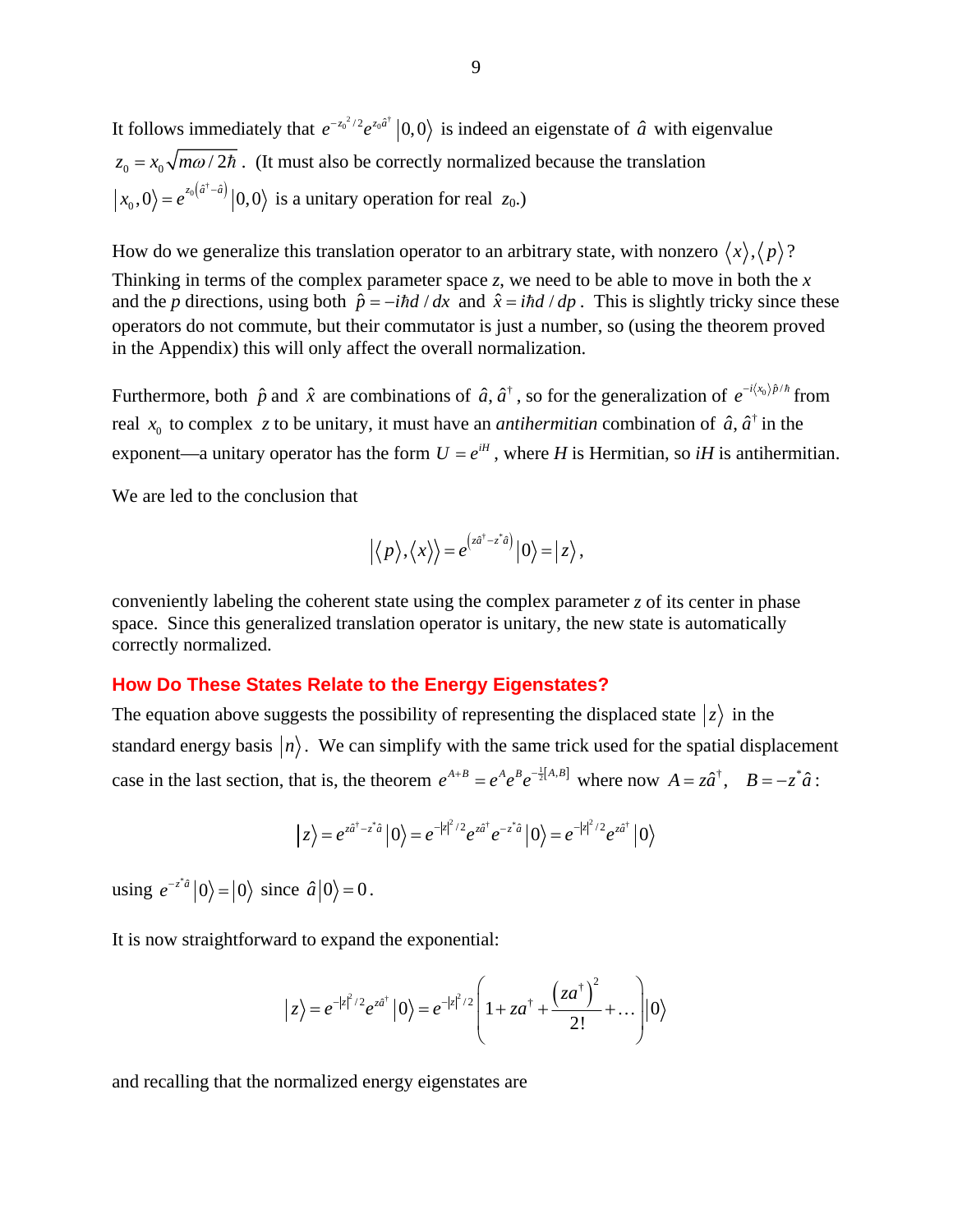It follows immediately that $e^{-z_0^2/2}e^{z_0\hat{a}^\dagger}\left|0,0\right\rangle$ is indeed an eigenstate of $\hat{a}$ with eigenvalue $z_0 = x_0\sqrt{m\omega/2\hbar}$. (It must also be correctly normalized because the translation $\left|x_0,0\right\rangle = e^{z_0\left(\hat{a}^\dagger-\hat{a}\right)}\left|0,0\right\rangle$ is a unitary operation for real $z_0$.)

How do we generalize this translation operator to an arbitrary state, with nonzero $\langle x\rangle,\langle p\rangle$? Thinking in terms of the complex parameter space $z$, we need to be able to move in both the $x$ and the $p$ directions, using both $\hat{p} = -i\hbar d/dx$ and $\hat{x} = i\hbar d/dp$. This is slightly tricky since these operators do not commute, but their commutator is just a number, so (using the theorem proved in the Appendix) this will only affect the overall normalization.

Furthermore, both $\hat{p}$ and $\hat{x}$ are combinations of $\hat{a},\hat{a}^\dagger$, so for the generalization of $e^{-i\langle x_0\rangle\hat{p}/\hbar}$ from real $x_0$ to complex $z$ to be unitary, it must have an *antihermitian* combination of $\hat{a},\hat{a}^\dagger$ in the exponent—a unitary operator has the form $U = e^{iH}$, where $H$ is Hermitian, so $iH$ is antihermitian.

We are led to the conclusion that

$$\left|\langle p\rangle,\langle x\rangle\right\rangle = e^{\left(z\hat{a}^\dagger - z^*\hat{a}\right)}\left|0\right\rangle = \left|z\right\rangle,$$

conveniently labeling the coherent state using the complex parameter $z$ of its center in phase space. Since this generalized translation operator is unitary, the new state is automatically correctly normalized.

## How Do These States Relate to the Energy Eigenstates?

The equation above suggests the possibility of representing the displaced state $\left|z\right\rangle$ in the standard energy basis $\left|n\right\rangle$. We can simplify with the same trick used for the spatial displacement case in the last section, that is, the theorem $e^{A+B} = e^Ae^Be^{-\frac{1}{2}[A,B]}$ where now $A = z\hat{a}^\dagger,\quad B = -z^*\hat{a}$:

$$\left|z\right\rangle = e^{z\hat{a}^\dagger - z^*\hat{a}}\left|0\right\rangle = e^{-|z|^2/2}e^{z\hat{a}^\dagger}e^{-z^*\hat{a}}\left|0\right\rangle = e^{-|z|^2/2}e^{z\hat{a}^\dagger}\left|0\right\rangle$$

using $e^{-z^*\hat{a}}\left|0\right\rangle = \left|0\right\rangle$ since $\hat{a}\left|0\right\rangle = 0$.

It is now straightforward to expand the exponential:

$$\left|z\right\rangle = e^{-|z|^2/2}e^{z\hat{a}^\dagger}\left|0\right\rangle = e^{-|z|^2/2}\left(1 + za^\dagger + \frac{\left(za^\dagger\right)^2}{2!} + \dots\right)\left|0\right\rangle$$

and recalling that the normalized energy eigenstates are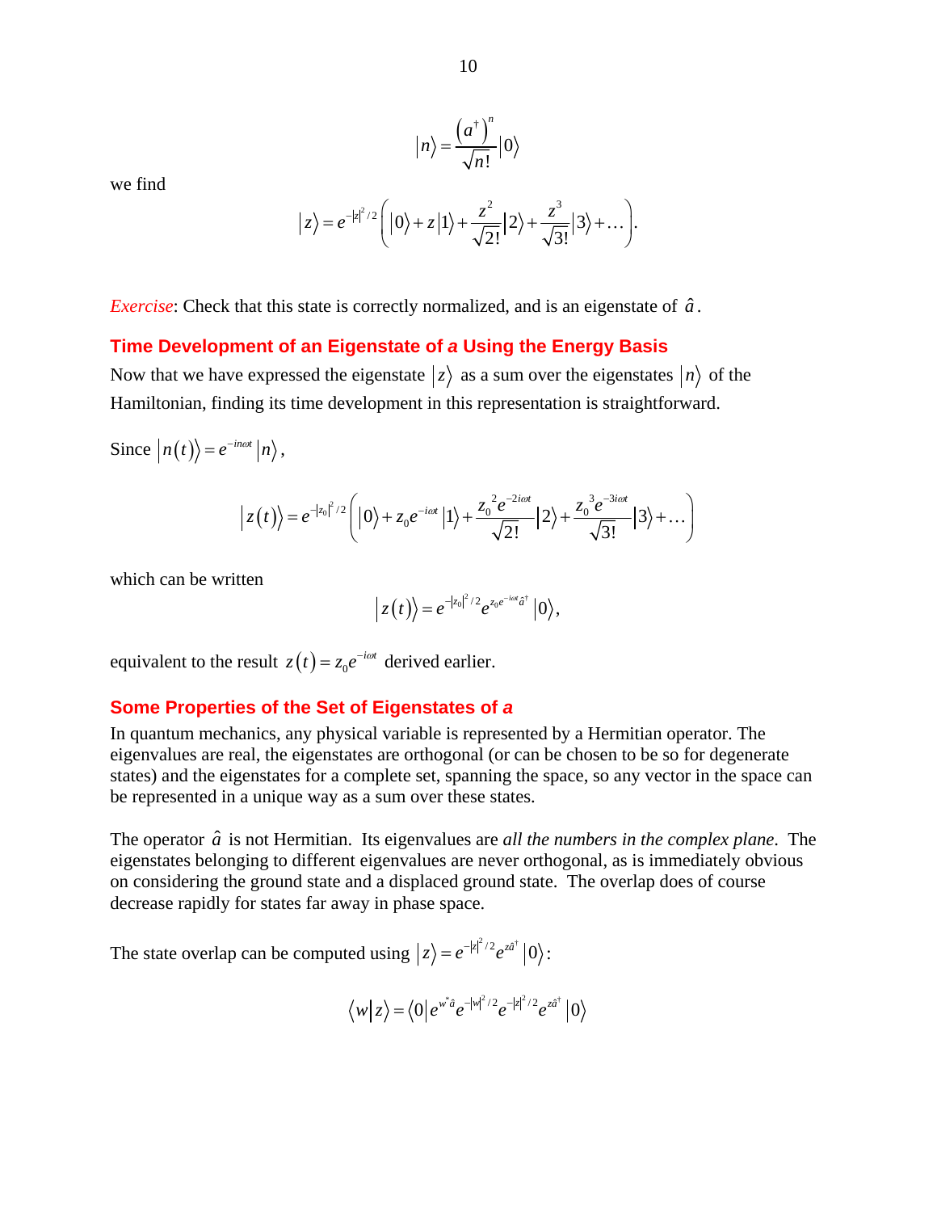$$|n\rangle = \frac{\left(a^\dagger\right)^n}{\sqrt{n!}}|0\rangle$$

we find

$$|z\rangle = e^{-|z|^2/2}\left(|0\rangle + z|1\rangle + \frac{z^2}{\sqrt{2!}}|2\rangle + \frac{z^3}{\sqrt{3!}}|3\rangle + \dots\right).$$

*Exercise*: Check that this state is correctly normalized, and is an eigenstate of $\hat{a}$.

## Time Development of an Eigenstate of *a* Using the Energy Basis

Now that we have expressed the eigenstate $|z\rangle$ as a sum over the eigenstates $|n\rangle$ of the Hamiltonian, finding its time development in this representation is straightforward.

Since $|n(t)\rangle = e^{-in\omega t}|n\rangle$,

$$|z(t)\rangle = e^{-|z_0|^2/2}\left(|0\rangle + z_0 e^{-i\omega t}|1\rangle + \frac{z_0^{\,2} e^{-2i\omega t}}{\sqrt{2!}}|2\rangle + \frac{z_0^{\,3} e^{-3i\omega t}}{\sqrt{3!}}|3\rangle + \dots\right)$$

which can be written

$$|z(t)\rangle = e^{-|z_0|^2/2} e^{z_0 e^{-i\omega t}\hat{a}^\dagger}|0\rangle,$$

equivalent to the result $z(t) = z_0 e^{-i\omega t}$ derived earlier.

## Some Properties of the Set of Eigenstates of *a*

In quantum mechanics, any physical variable is represented by a Hermitian operator. The eigenvalues are real, the eigenstates are orthogonal (or can be chosen to be so for degenerate states) and the eigenstates for a complete set, spanning the space, so any vector in the space can be represented in a unique way as a sum over these states.

The operator $\hat{a}$ is not Hermitian. Its eigenvalues are *all the numbers in the complex plane*. The eigenstates belonging to different eigenvalues are never orthogonal, as is immediately obvious on considering the ground state and a displaced ground state. The overlap does of course decrease rapidly for states far away in phase space.

The state overlap can be computed using $|z\rangle = e^{-|z|^2/2} e^{z\hat{a}^\dagger}|0\rangle$:

$$\langle w|z\rangle = \langle 0|e^{w^*\hat{a}} e^{-|w|^2/2} e^{-|z|^2/2} e^{z\hat{a}^\dagger}|0\rangle$$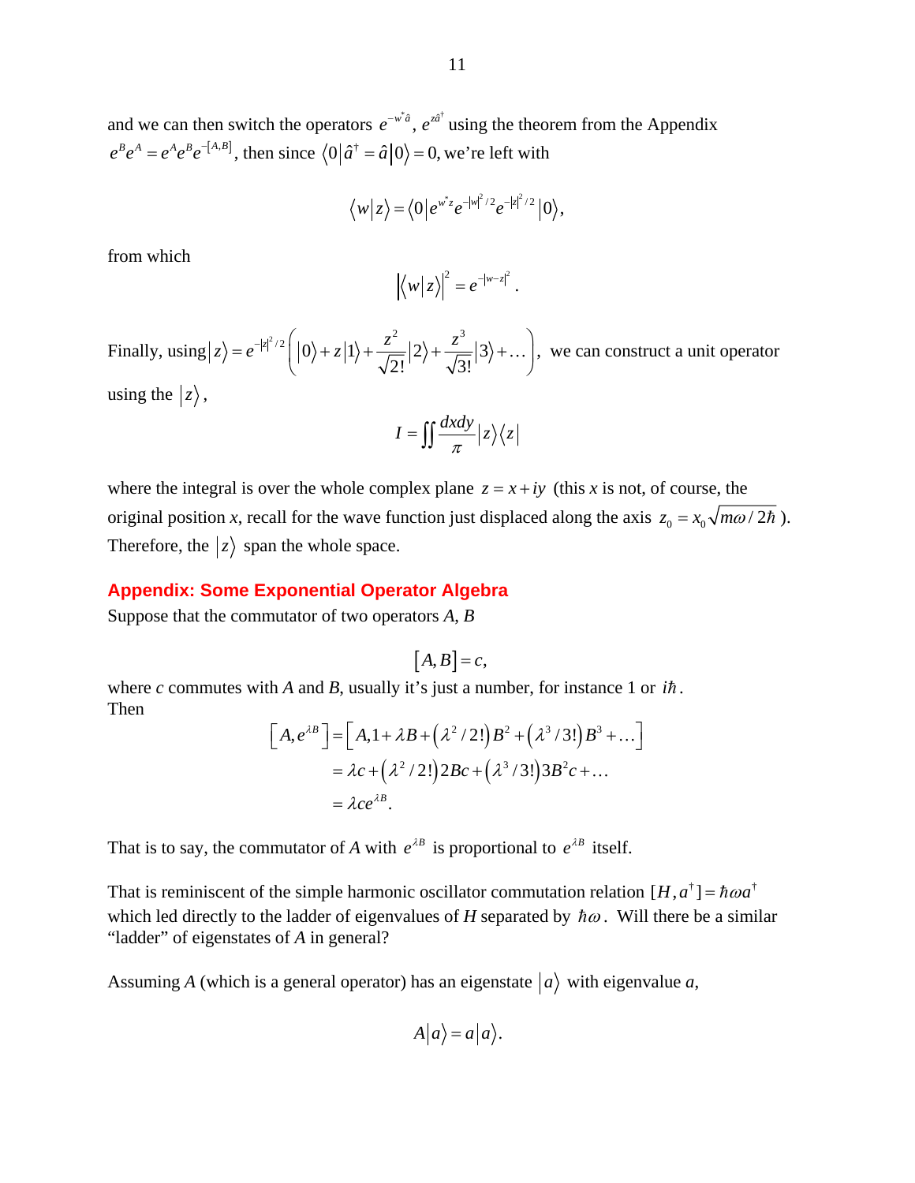and we can then switch the operators $e^{-w^*\hat{a}}$, $e^{z\hat{a}^\dagger}$ using the theorem from the Appendix $e^B e^A = e^A e^B e^{-[A,B]}$, then since $\langle 0|\hat{a}^\dagger = \hat{a}|0\rangle = 0$, we're left with

$$\langle w|z\rangle = \langle 0|e^{w^* z}e^{-|w|^2/2}e^{-|z|^2/2}|0\rangle,$$

from which

$$\left|\langle w|z\rangle\right|^2 = e^{-|w-z|^2}.$$

Finally, using $|z\rangle = e^{-|z|^2/2}\left(|0\rangle + z|1\rangle + \frac{z^2}{\sqrt{2!}}|2\rangle + \frac{z^3}{\sqrt{3!}}|3\rangle + \dots\right)$, we can construct a unit operator using the $|z\rangle$,

$$I = \iint \frac{dxdy}{\pi}|z\rangle\langle z|$$

where the integral is over the whole complex plane $z = x + iy$ (this $x$ is not, of course, the original position $x$, recall for the wave function just displaced along the axis $z_0 = x_0\sqrt{m\omega/2\hbar}$ ). Therefore, the $|z\rangle$ span the whole space.

## Appendix: Some Exponential Operator Algebra

Suppose that the commutator of two operators $A$, $B$

$$[A, B] = c,$$

where $c$ commutes with $A$ and $B$, usually it's just a number, for instance 1 or $i\hbar$.
Then

$$\begin{aligned}
\left[A, e^{\lambda B}\right] &= \left[A, 1 + \lambda B + \left(\lambda^2/2!\right)B^2 + \left(\lambda^3/3!\right)B^3 + \dots\right] \\
&= \lambda c + \left(\lambda^2/2!\right)2Bc + \left(\lambda^3/3!\right)3B^2 c + \dots \\
&= \lambda c e^{\lambda B}.
\end{aligned}$$

That is to say, the commutator of $A$ with $e^{\lambda B}$ is proportional to $e^{\lambda B}$ itself.

That is reminiscent of the simple harmonic oscillator commutation relation $[H, a^\dagger] = \hbar\omega a^\dagger$ which led directly to the ladder of eigenvalues of $H$ separated by $\hbar\omega$. Will there be a similar "ladder" of eigenstates of $A$ in general?

Assuming $A$ (which is a general operator) has an eigenstate $|a\rangle$ with eigenvalue $a$,

$$A|a\rangle = a|a\rangle.$$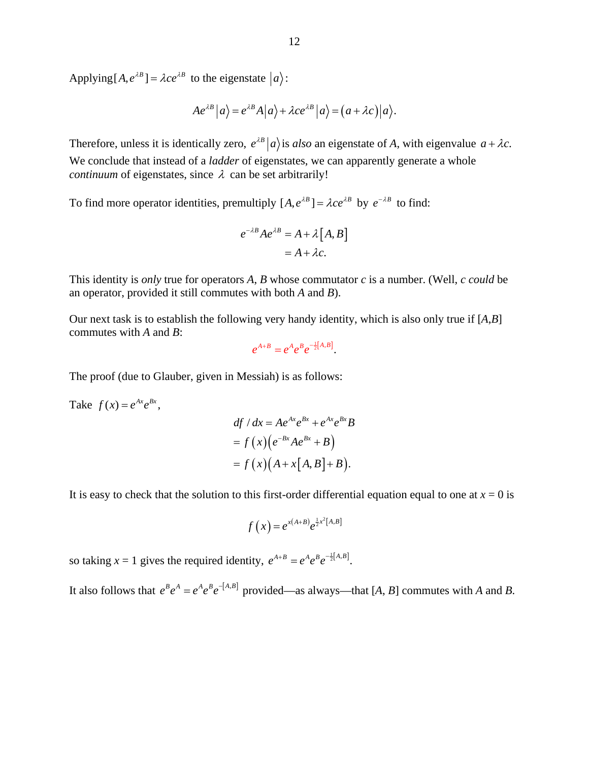Applying $[A, e^{\lambda B}] = \lambda c e^{\lambda B}$ to the eigenstate $|a\rangle$:

$$A e^{\lambda B}|a\rangle = e^{\lambda B} A|a\rangle + \lambda c e^{\lambda B}|a\rangle = (a + \lambda c)|a\rangle.$$

Therefore, unless it is identically zero, $e^{\lambda B}|a\rangle$ is *also* an eigenstate of *A*, with eigenvalue $a + \lambda c$. We conclude that instead of a *ladder* of eigenstates, we can apparently generate a whole *continuum* of eigenstates, since $\lambda$ can be set arbitrarily!

To find more operator identities, premultiply $[A, e^{\lambda B}] = \lambda c e^{\lambda B}$ by $e^{-\lambda B}$ to find:

$$\begin{aligned} e^{-\lambda B} A e^{\lambda B} &= A + \lambda [A, B] \\ &= A + \lambda c. \end{aligned}$$

This identity is *only* true for operators *A*, *B* whose commutator *c* is a number. (Well, *c could* be an operator, provided it still commutes with both *A* and *B*).

Our next task is to establish the following very handy identity, which is also only true if [*A*,*B*] commutes with *A* and *B*:

$$e^{A+B} = e^A e^B e^{-\frac{1}{2}[A,B]}.$$

The proof (due to Glauber, given in Messiah) is as follows:

Take $f(x) = e^{Ax} e^{Bx}$,

$$\begin{aligned} df/dx &= A e^{Ax} e^{Bx} + e^{Ax} e^{Bx} B \\ &= f(x)\left(e^{-Bx} A e^{Bx} + B\right) \\ &= f(x)\left(A + x[A, B] + B\right). \end{aligned}$$

It is easy to check that the solution to this first-order differential equation equal to one at $x = 0$ is

$$f(x) = e^{x(A+B)} e^{\frac{1}{2}x^2 [A,B]}$$

so taking $x = 1$ gives the required identity, $e^{A+B} = e^A e^B e^{-\frac{1}{2}[A,B]}$.

It also follows that $e^B e^A = e^A e^B e^{-[A,B]}$ provided—as always—that [*A*, *B*] commutes with *A* and *B*.